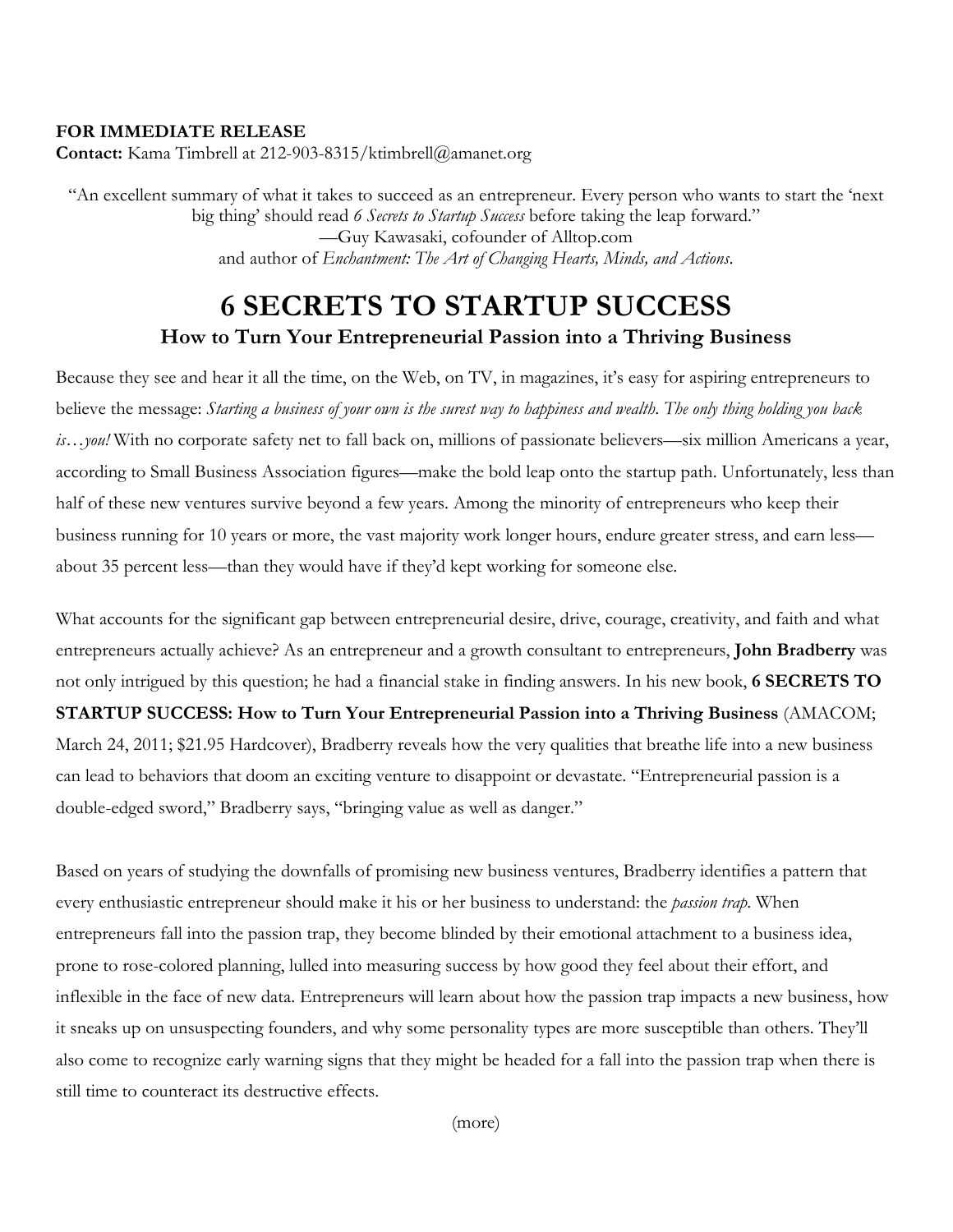**FOR IMMEDIATE RELEASE**
**Contact:** Kama Timbrell at 212-903-8315/ktimbrell@amanet.org

"An excellent summary of what it takes to succeed as an entrepreneur. Every person who wants to start the 'next big thing' should read *6 Secrets to Startup Success* before taking the leap forward."
—Guy Kawasaki, cofounder of Alltop.com
and author of *Enchantment: The Art of Changing Hearts, Minds, and Actions*.

# 6 SECRETS TO STARTUP SUCCESS

## How to Turn Your Entrepreneurial Passion into a Thriving Business

Because they see and hear it all the time, on the Web, on TV, in magazines, it's easy for aspiring entrepreneurs to believe the message: *Starting a business of your own is the surest way to happiness and wealth. The only thing holding you back is…you!* With no corporate safety net to fall back on, millions of passionate believers—six million Americans a year, according to Small Business Association figures—make the bold leap onto the startup path. Unfortunately, less than half of these new ventures survive beyond a few years. Among the minority of entrepreneurs who keep their business running for 10 years or more, the vast majority work longer hours, endure greater stress, and earn less—about 35 percent less—than they would have if they'd kept working for someone else.

What accounts for the significant gap between entrepreneurial desire, drive, courage, creativity, and faith and what entrepreneurs actually achieve? As an entrepreneur and a growth consultant to entrepreneurs, **John Bradberry** was not only intrigued by this question; he had a financial stake in finding answers. In his new book, **6 SECRETS TO STARTUP SUCCESS: How to Turn Your Entrepreneurial Passion into a Thriving Business** (AMACOM; March 24, 2011; $21.95 Hardcover), Bradberry reveals how the very qualities that breathe life into a new business can lead to behaviors that doom an exciting venture to disappoint or devastate. "Entrepreneurial passion is a double-edged sword," Bradberry says, "bringing value as well as danger."

Based on years of studying the downfalls of promising new business ventures, Bradberry identifies a pattern that every enthusiastic entrepreneur should make it his or her business to understand: the *passion trap*. When entrepreneurs fall into the passion trap, they become blinded by their emotional attachment to a business idea, prone to rose-colored planning, lulled into measuring success by how good they feel about their effort, and inflexible in the face of new data. Entrepreneurs will learn about how the passion trap impacts a new business, how it sneaks up on unsuspecting founders, and why some personality types are more susceptible than others. They'll also come to recognize early warning signs that they might be headed for a fall into the passion trap when there is still time to counteract its destructive effects.

(more)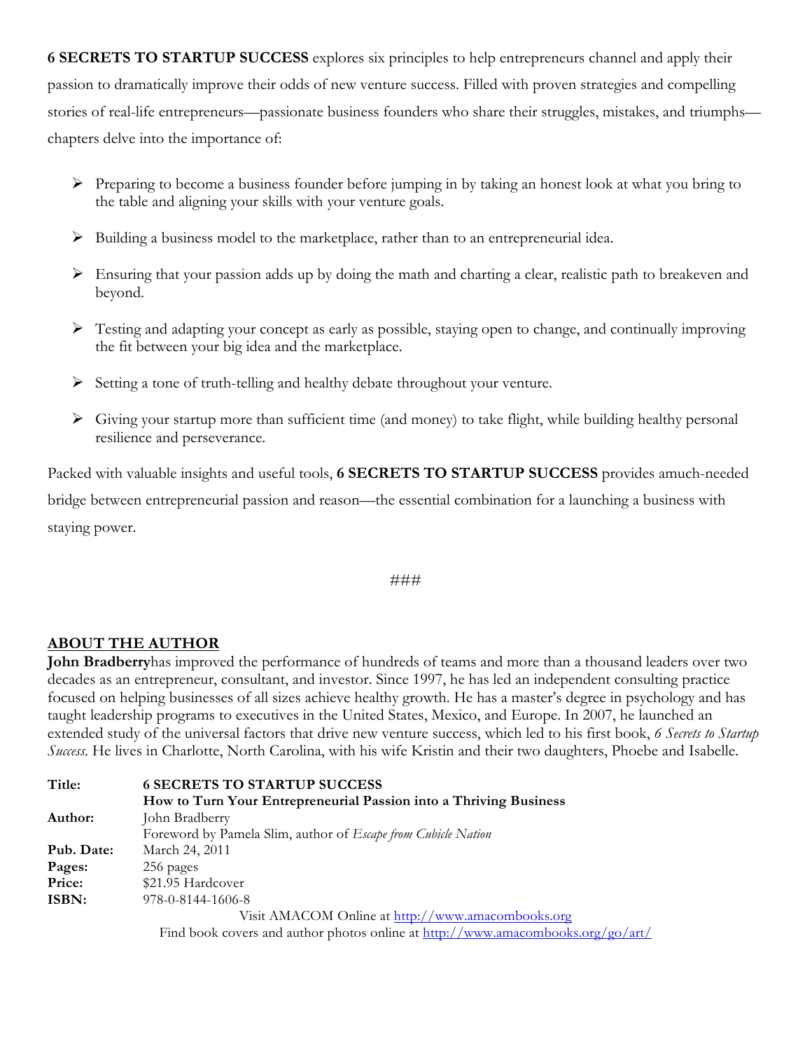**6 SECRETS TO STARTUP SUCCESS** explores six principles to help entrepreneurs channel and apply their passion to dramatically improve their odds of new venture success. Filled with proven strategies and compelling stories of real-life entrepreneurs—passionate business founders who share their struggles, mistakes, and triumphs—chapters delve into the importance of:

- Preparing to become a business founder before jumping in by taking an honest look at what you bring to the table and aligning your skills with your venture goals.
- Building a business model to the marketplace, rather than to an entrepreneurial idea.
- Ensuring that your passion adds up by doing the math and charting a clear, realistic path to breakeven and beyond.
- Testing and adapting your concept as early as possible, staying open to change, and continually improving the fit between your big idea and the marketplace.
- Setting a tone of truth-telling and healthy debate throughout your venture.
- Giving your startup more than sufficient time (and money) to take flight, while building healthy personal resilience and perseverance.

Packed with valuable insights and useful tools, **6 SECRETS TO STARTUP SUCCESS** provides amuch-needed bridge between entrepreneurial passion and reason—the essential combination for a launching a business with staying power.

###

## ABOUT THE AUTHOR

**John Bradberry**has improved the performance of hundreds of teams and more than a thousand leaders over two decades as an entrepreneur, consultant, and investor. Since 1997, he has led an independent consulting practice focused on helping businesses of all sizes achieve healthy growth. He has a master's degree in psychology and has taught leadership programs to executives in the United States, Mexico, and Europe. In 2007, he launched an extended study of the universal factors that drive new venture success, which led to his first book, *6 Secrets to Startup Success*. He lives in Charlotte, North Carolina, with his wife Kristin and their two daughters, Phoebe and Isabelle.

| | |
|---|---|
| **Title:** | **6 SECRETS TO STARTUP SUCCESS** |
| | **How to Turn Your Entrepreneurial Passion into a Thriving Business** |
| **Author:** | John Bradberry |
| | Foreword by Pamela Slim, author of *Escape from Cubicle Nation* |
| **Pub. Date:** | March 24, 2011 |
| **Pages:** | 256 pages |
| **Price:** | $21.95 Hardcover |
| **ISBN:** | 978-0-8144-1606-8 |

Visit AMACOM Online at http://www.amacombooks.org

Find book covers and author photos online at http://www.amacombooks.org/go/art/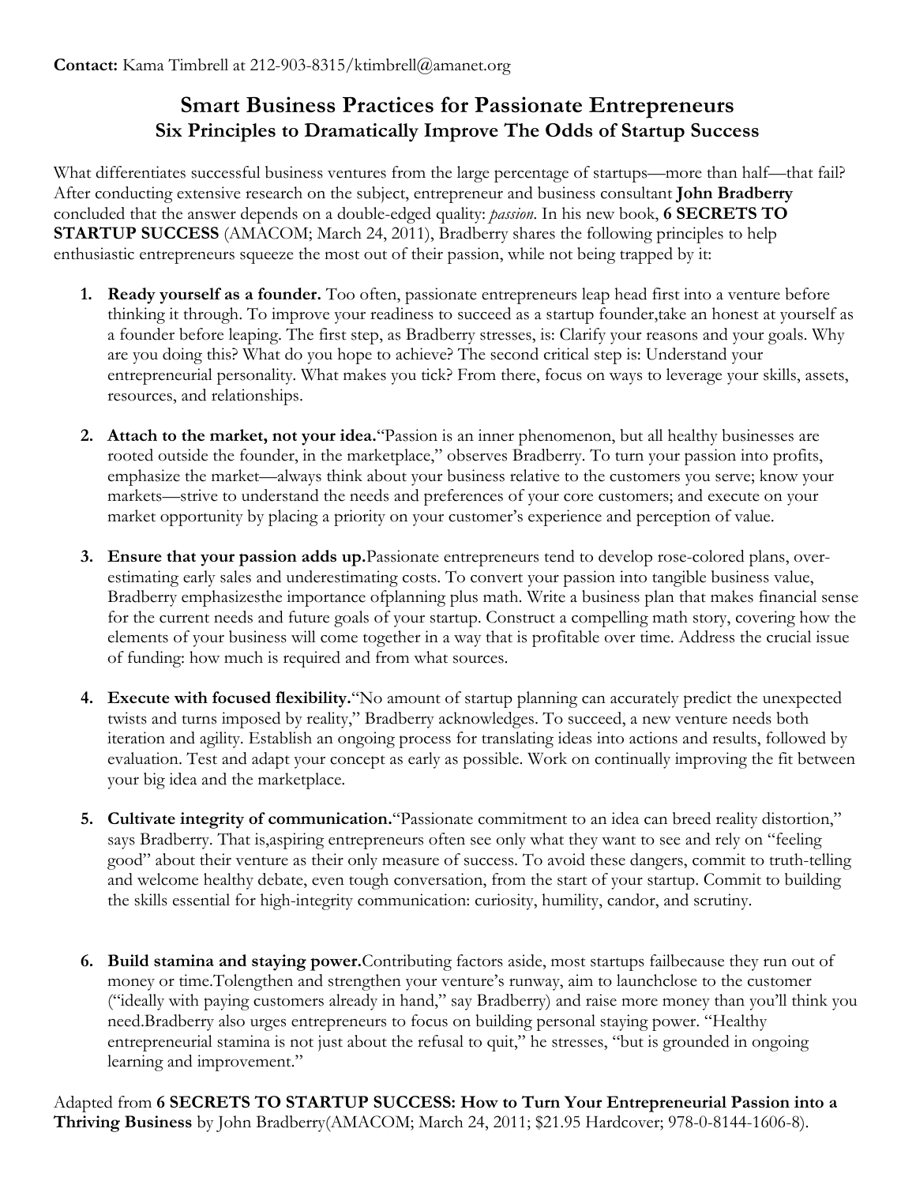**Contact:** Kama Timbrell at 212-903-8315/ktimbrell@amanet.org

## Smart Business Practices for Passionate Entrepreneurs
### Six Principles to Dramatically Improve The Odds of Startup Success

What differentiates successful business ventures from the large percentage of startups—more than half—that fail? After conducting extensive research on the subject, entrepreneur and business consultant **John Bradberry** concluded that the answer depends on a double-edged quality: *passion*. In his new book, **6 SECRETS TO STARTUP SUCCESS** (AMACOM; March 24, 2011), Bradberry shares the following principles to help enthusiastic entrepreneurs squeeze the most out of their passion, while not being trapped by it:

1. **Ready yourself as a founder.** Too often, passionate entrepreneurs leap head first into a venture before thinking it through. To improve your readiness to succeed as a startup founder,take an honest at yourself as a founder before leaping. The first step, as Bradberry stresses, is: Clarify your reasons and your goals. Why are you doing this? What do you hope to achieve? The second critical step is: Understand your entrepreneurial personality. What makes you tick? From there, focus on ways to leverage your skills, assets, resources, and relationships.

2. **Attach to the market, not your idea.**"Passion is an inner phenomenon, but all healthy businesses are rooted outside the founder, in the marketplace," observes Bradberry. To turn your passion into profits, emphasize the market—always think about your business relative to the customers you serve; know your markets—strive to understand the needs and preferences of your core customers; and execute on your market opportunity by placing a priority on your customer's experience and perception of value.

3. **Ensure that your passion adds up.**Passionate entrepreneurs tend to develop rose-colored plans, over-estimating early sales and underestimating costs. To convert your passion into tangible business value, Bradberry emphasizesthe importance ofplanning plus math. Write a business plan that makes financial sense for the current needs and future goals of your startup. Construct a compelling math story, covering how the elements of your business will come together in a way that is profitable over time. Address the crucial issue of funding: how much is required and from what sources.

4. **Execute with focused flexibility.**"No amount of startup planning can accurately predict the unexpected twists and turns imposed by reality," Bradberry acknowledges. To succeed, a new venture needs both iteration and agility. Establish an ongoing process for translating ideas into actions and results, followed by evaluation. Test and adapt your concept as early as possible. Work on continually improving the fit between your big idea and the marketplace.

5. **Cultivate integrity of communication.**"Passionate commitment to an idea can breed reality distortion," says Bradberry. That is,aspiring entrepreneurs often see only what they want to see and rely on "feeling good" about their venture as their only measure of success. To avoid these dangers, commit to truth-telling and welcome healthy debate, even tough conversation, from the start of your startup. Commit to building the skills essential for high-integrity communication: curiosity, humility, candor, and scrutiny.

6. **Build stamina and staying power.**Contributing factors aside, most startups failbecause they run out of money or time.Tolengthen and strengthen your venture's runway, aim to launchclose to the customer ("ideally with paying customers already in hand," say Bradberry) and raise more money than you'll think you need.Bradberry also urges entrepreneurs to focus on building personal staying power. "Healthy entrepreneurial stamina is not just about the refusal to quit," he stresses, "but is grounded in ongoing learning and improvement."

Adapted from **6 SECRETS TO STARTUP SUCCESS: How to Turn Your Entrepreneurial Passion into a Thriving Business** by John Bradberry(AMACOM; March 24, 2011; $21.95 Hardcover; 978-0-8144-1606-8).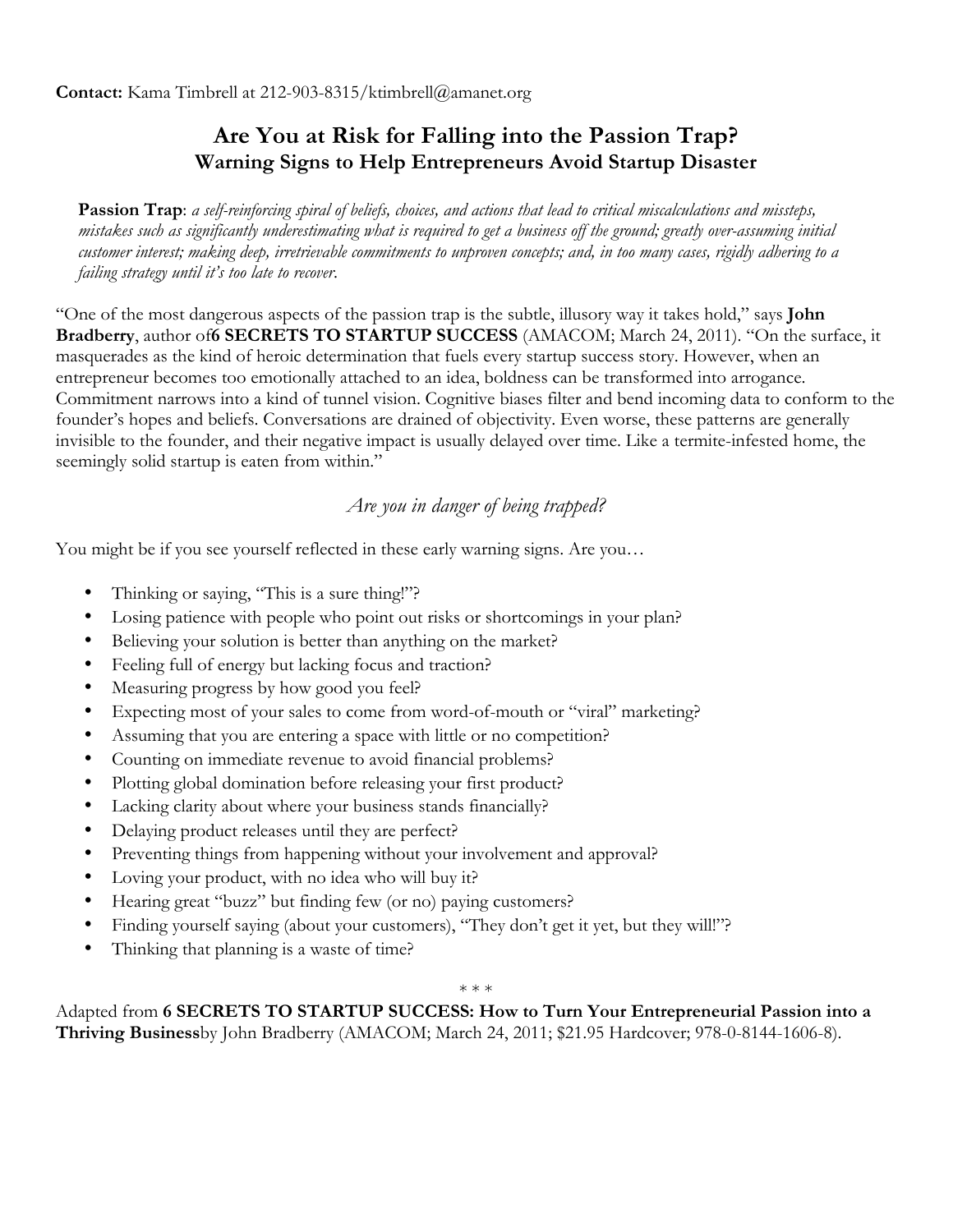**Contact:** Kama Timbrell at 212-903-8315/ktimbrell@amanet.org

# Are You at Risk for Falling into the Passion Trap?

## Warning Signs to Help Entrepreneurs Avoid Startup Disaster

**Passion Trap**: *a self-reinforcing spiral of beliefs, choices, and actions that lead to critical miscalculations and missteps, mistakes such as significantly underestimating what is required to get a business off the ground; greatly over-assuming initial customer interest; making deep, irretrievable commitments to unproven concepts; and, in too many cases, rigidly adhering to a failing strategy until it's too late to recover.*

"One of the most dangerous aspects of the passion trap is the subtle, illusory way it takes hold," says **John Bradberry**, author of**6 SECRETS TO STARTUP SUCCESS** (AMACOM; March 24, 2011). "On the surface, it masquerades as the kind of heroic determination that fuels every startup success story. However, when an entrepreneur becomes too emotionally attached to an idea, boldness can be transformed into arrogance. Commitment narrows into a kind of tunnel vision. Cognitive biases filter and bend incoming data to conform to the founder's hopes and beliefs. Conversations are drained of objectivity. Even worse, these patterns are generally invisible to the founder, and their negative impact is usually delayed over time. Like a termite-infested home, the seemingly solid startup is eaten from within."

*Are you in danger of being trapped?*

You might be if you see yourself reflected in these early warning signs. Are you…

- Thinking or saying, "This is a sure thing!"?
- Losing patience with people who point out risks or shortcomings in your plan?
- Believing your solution is better than anything on the market?
- Feeling full of energy but lacking focus and traction?
- Measuring progress by how good you feel?
- Expecting most of your sales to come from word-of-mouth or "viral" marketing?
- Assuming that you are entering a space with little or no competition?
- Counting on immediate revenue to avoid financial problems?
- Plotting global domination before releasing your first product?
- Lacking clarity about where your business stands financially?
- Delaying product releases until they are perfect?
- Preventing things from happening without your involvement and approval?
- Loving your product, with no idea who will buy it?
- Hearing great "buzz" but finding few (or no) paying customers?
- Finding yourself saying (about your customers), "They don't get it yet, but they will!"?
- Thinking that planning is a waste of time?

\* \* \*

Adapted from **6 SECRETS TO STARTUP SUCCESS: How to Turn Your Entrepreneurial Passion into a Thriving Business**by John Bradberry (AMACOM; March 24, 2011; $21.95 Hardcover; 978-0-8144-1606-8).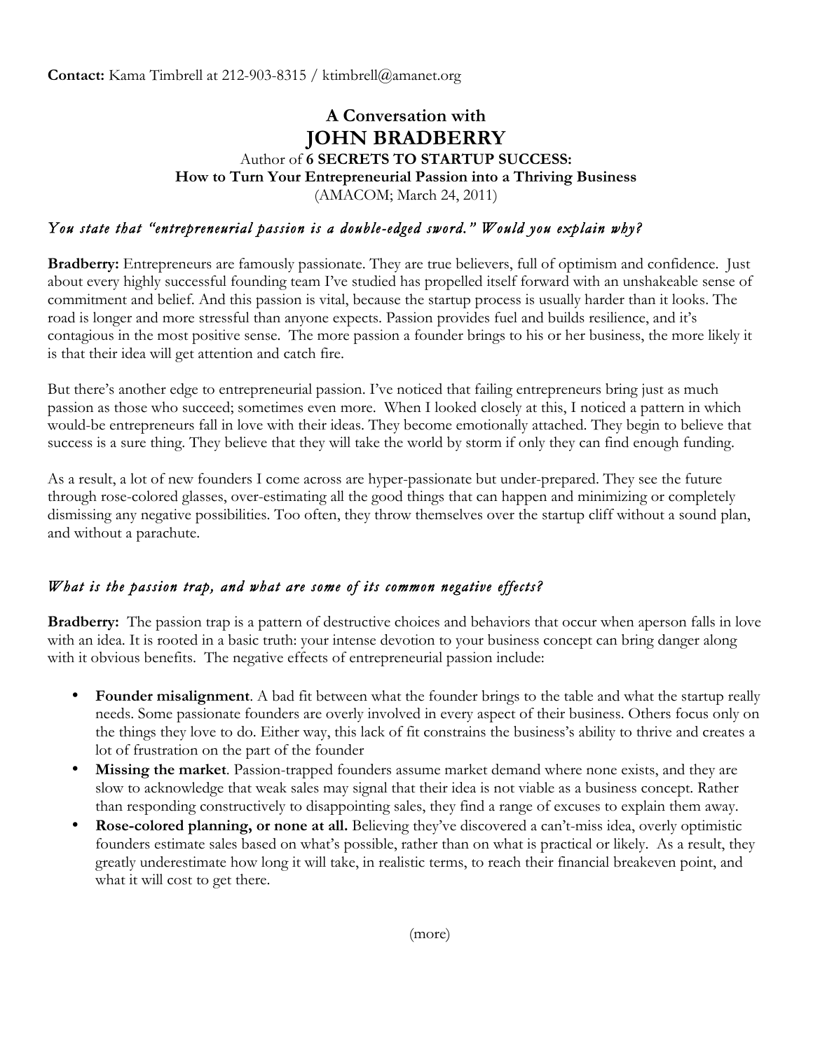**Contact:** Kama Timbrell at 212-903-8315 / ktimbrell@amanet.org

# A Conversation with
# JOHN BRADBERRY

Author of **6 SECRETS TO STARTUP SUCCESS:**
**How to Turn Your Entrepreneurial Passion into a Thriving Business**
(AMACOM; March 24, 2011)

### *You state that "entrepreneurial passion is a double-edged sword." Would you explain why?*

**Bradberry:** Entrepreneurs are famously passionate. They are true believers, full of optimism and confidence. Just about every highly successful founding team I've studied has propelled itself forward with an unshakeable sense of commitment and belief. And this passion is vital, because the startup process is usually harder than it looks. The road is longer and more stressful than anyone expects. Passion provides fuel and builds resilience, and it's contagious in the most positive sense. The more passion a founder brings to his or her business, the more likely it is that their idea will get attention and catch fire.

But there's another edge to entrepreneurial passion. I've noticed that failing entrepreneurs bring just as much passion as those who succeed; sometimes even more. When I looked closely at this, I noticed a pattern in which would-be entrepreneurs fall in love with their ideas. They become emotionally attached. They begin to believe that success is a sure thing. They believe that they will take the world by storm if only they can find enough funding.

As a result, a lot of new founders I come across are hyper-passionate but under-prepared. They see the future through rose-colored glasses, over-estimating all the good things that can happen and minimizing or completely dismissing any negative possibilities. Too often, they throw themselves over the startup cliff without a sound plan, and without a parachute.

### *What is the passion trap, and what are some of its common negative effects?*

**Bradberry:** The passion trap is a pattern of destructive choices and behaviors that occur when aperson falls in love with an idea. It is rooted in a basic truth: your intense devotion to your business concept can bring danger along with it obvious benefits. The negative effects of entrepreneurial passion include:

- **Founder misalignment**. A bad fit between what the founder brings to the table and what the startup really needs. Some passionate founders are overly involved in every aspect of their business. Others focus only on the things they love to do. Either way, this lack of fit constrains the business's ability to thrive and creates a lot of frustration on the part of the founder
- **Missing the market**. Passion-trapped founders assume market demand where none exists, and they are slow to acknowledge that weak sales may signal that their idea is not viable as a business concept. Rather than responding constructively to disappointing sales, they find a range of excuses to explain them away.
- **Rose-colored planning, or none at all.** Believing they've discovered a can't-miss idea, overly optimistic founders estimate sales based on what's possible, rather than on what is practical or likely. As a result, they greatly underestimate how long it will take, in realistic terms, to reach their financial breakeven point, and what it will cost to get there.

(more)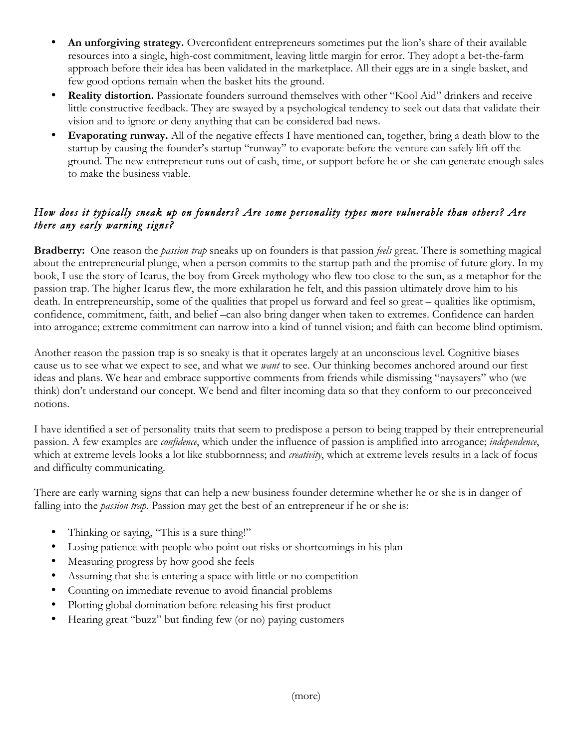- **An unforgiving strategy.** Overconfident entrepreneurs sometimes put the lion's share of their available resources into a single, high-cost commitment, leaving little margin for error. They adopt a bet-the-farm approach before their idea has been validated in the marketplace. All their eggs are in a single basket, and few good options remain when the basket hits the ground.
- **Reality distortion.** Passionate founders surround themselves with other "Kool Aid" drinkers and receive little constructive feedback. They are swayed by a psychological tendency to seek out data that validate their vision and to ignore or deny anything that can be considered bad news.
- **Evaporating runway.** All of the negative effects I have mentioned can, together, bring a death blow to the startup by causing the founder's startup "runway" to evaporate before the venture can safely lift off the ground. The new entrepreneur runs out of cash, time, or support before he or she can generate enough sales to make the business viable.

*How does it typically sneak up on founders? Are some personality types more vulnerable than others? Are there any early warning signs?*

**Bradberry:** One reason the *passion trap* sneaks up on founders is that passion *feels* great. There is something magical about the entrepreneurial plunge, when a person commits to the startup path and the promise of future glory. In my book, I use the story of Icarus, the boy from Greek mythology who flew too close to the sun, as a metaphor for the passion trap. The higher Icarus flew, the more exhilaration he felt, and this passion ultimately drove him to his death. In entrepreneurship, some of the qualities that propel us forward and feel so great – qualities like optimism, confidence, commitment, faith, and belief –can also bring danger when taken to extremes. Confidence can harden into arrogance; extreme commitment can narrow into a kind of tunnel vision; and faith can become blind optimism.

Another reason the passion trap is so sneaky is that it operates largely at an unconscious level. Cognitive biases cause us to see what we expect to see, and what we *want* to see. Our thinking becomes anchored around our first ideas and plans. We hear and embrace supportive comments from friends while dismissing "naysayers" who (we think) don't understand our concept. We bend and filter incoming data so that they conform to our preconceived notions.

I have identified a set of personality traits that seem to predispose a person to being trapped by their entrepreneurial passion. A few examples are *confidence*, which under the influence of passion is amplified into arrogance; *independence*, which at extreme levels looks a lot like stubbornness; and *creativity*, which at extreme levels results in a lack of focus and difficulty communicating.

There are early warning signs that can help a new business founder determine whether he or she is in danger of falling into the *passion trap*. Passion may get the best of an entrepreneur if he or she is:

- Thinking or saying, "This is a sure thing!"
- Losing patience with people who point out risks or shortcomings in his plan
- Measuring progress by how good she feels
- Assuming that she is entering a space with little or no competition
- Counting on immediate revenue to avoid financial problems
- Plotting global domination before releasing his first product
- Hearing great "buzz" but finding few (or no) paying customers

(more)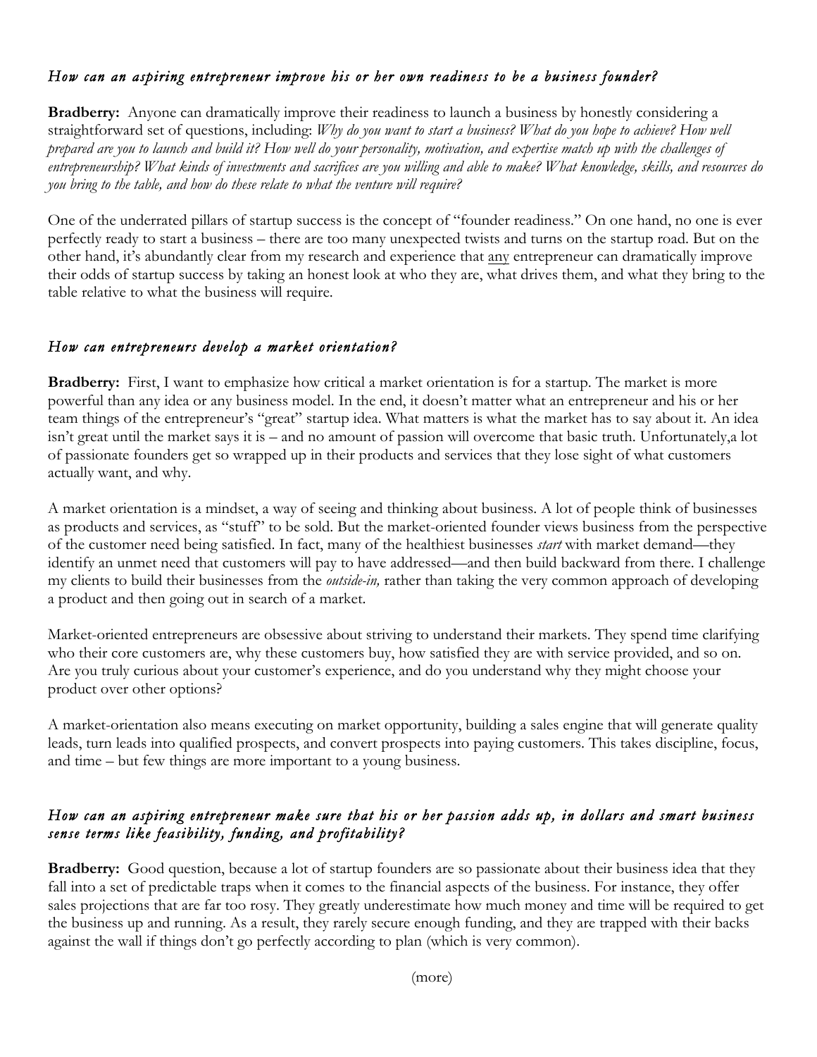### *How can an aspiring entrepreneur improve his or her own readiness to be a business founder?*

**Bradberry:** Anyone can dramatically improve their readiness to launch a business by honestly considering a straightforward set of questions, including: *Why do you want to start a business? What do you hope to achieve? How well prepared are you to launch and build it? How well do your personality, motivation, and expertise match up with the challenges of entrepreneurship? What kinds of investments and sacrifices are you willing and able to make? What knowledge, skills, and resources do you bring to the table, and how do these relate to what the venture will require?*

One of the underrated pillars of startup success is the concept of "founder readiness." On one hand, no one is ever perfectly ready to start a business – there are too many unexpected twists and turns on the startup road. But on the other hand, it's abundantly clear from my research and experience that <u>any</u> entrepreneur can dramatically improve their odds of startup success by taking an honest look at who they are, what drives them, and what they bring to the table relative to what the business will require.

### *How can entrepreneurs develop a market orientation?*

**Bradberry:** First, I want to emphasize how critical a market orientation is for a startup. The market is more powerful than any idea or any business model. In the end, it doesn't matter what an entrepreneur and his or her team things of the entrepreneur's "great" startup idea. What matters is what the market has to say about it. An idea isn't great until the market says it is – and no amount of passion will overcome that basic truth. Unfortunately,a lot of passionate founders get so wrapped up in their products and services that they lose sight of what customers actually want, and why.

A market orientation is a mindset, a way of seeing and thinking about business. A lot of people think of businesses as products and services, as "stuff" to be sold. But the market-oriented founder views business from the perspective of the customer need being satisfied. In fact, many of the healthiest businesses *start* with market demand—they identify an unmet need that customers will pay to have addressed—and then build backward from there. I challenge my clients to build their businesses from the *outside-in,* rather than taking the very common approach of developing a product and then going out in search of a market.

Market-oriented entrepreneurs are obsessive about striving to understand their markets. They spend time clarifying who their core customers are, why these customers buy, how satisfied they are with service provided, and so on. Are you truly curious about your customer's experience, and do you understand why they might choose your product over other options?

A market-orientation also means executing on market opportunity, building a sales engine that will generate quality leads, turn leads into qualified prospects, and convert prospects into paying customers. This takes discipline, focus, and time – but few things are more important to a young business.

### *How can an aspiring entrepreneur make sure that his or her passion adds up, in dollars and smart business sense terms like feasibility, funding, and profitability?*

**Bradberry:** Good question, because a lot of startup founders are so passionate about their business idea that they fall into a set of predictable traps when it comes to the financial aspects of the business. For instance, they offer sales projections that are far too rosy. They greatly underestimate how much money and time will be required to get the business up and running. As a result, they rarely secure enough funding, and they are trapped with their backs against the wall if things don't go perfectly according to plan (which is very common).

(more)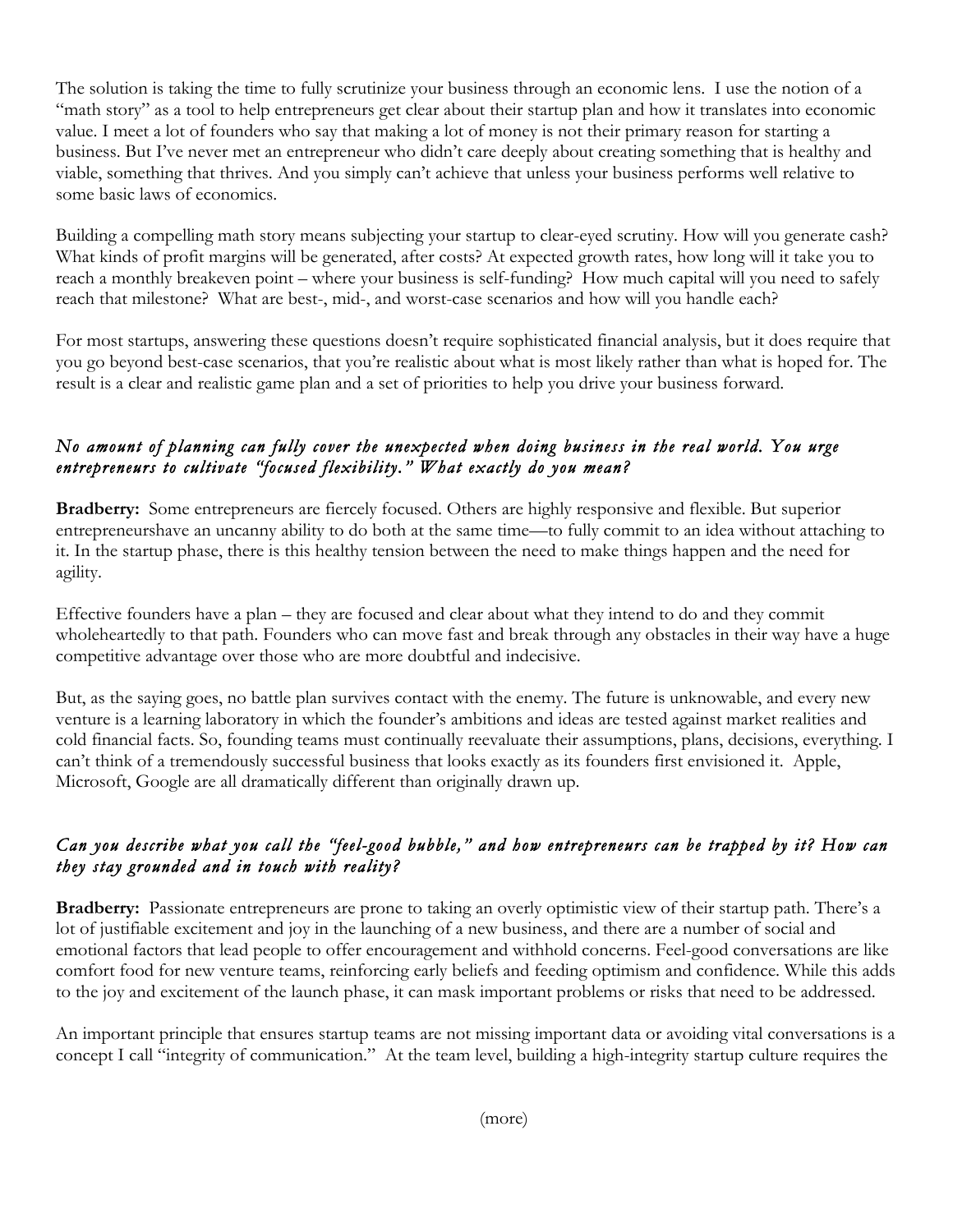The solution is taking the time to fully scrutinize your business through an economic lens. I use the notion of a "math story" as a tool to help entrepreneurs get clear about their startup plan and how it translates into economic value. I meet a lot of founders who say that making a lot of money is not their primary reason for starting a business. But I've never met an entrepreneur who didn't care deeply about creating something that is healthy and viable, something that thrives. And you simply can't achieve that unless your business performs well relative to some basic laws of economics.

Building a compelling math story means subjecting your startup to clear-eyed scrutiny. How will you generate cash? What kinds of profit margins will be generated, after costs? At expected growth rates, how long will it take you to reach a monthly breakeven point – where your business is self-funding? How much capital will you need to safely reach that milestone? What are best-, mid-, and worst-case scenarios and how will you handle each?

For most startups, answering these questions doesn't require sophisticated financial analysis, but it does require that you go beyond best-case scenarios, that you're realistic about what is most likely rather than what is hoped for. The result is a clear and realistic game plan and a set of priorities to help you drive your business forward.

*No amount of planning can fully cover the unexpected when doing business in the real world. You urge entrepreneurs to cultivate "focused flexibility." What exactly do you mean?*

**Bradberry:** Some entrepreneurs are fiercely focused. Others are highly responsive and flexible. But superior entrepreneurshave an uncanny ability to do both at the same time—to fully commit to an idea without attaching to it. In the startup phase, there is this healthy tension between the need to make things happen and the need for agility.

Effective founders have a plan – they are focused and clear about what they intend to do and they commit wholeheartedly to that path. Founders who can move fast and break through any obstacles in their way have a huge competitive advantage over those who are more doubtful and indecisive.

But, as the saying goes, no battle plan survives contact with the enemy. The future is unknowable, and every new venture is a learning laboratory in which the founder's ambitions and ideas are tested against market realities and cold financial facts. So, founding teams must continually reevaluate their assumptions, plans, decisions, everything. I can't think of a tremendously successful business that looks exactly as its founders first envisioned it. Apple, Microsoft, Google are all dramatically different than originally drawn up.

*Can you describe what you call the "feel-good bubble," and how entrepreneurs can be trapped by it? How can they stay grounded and in touch with reality?*

**Bradberry:** Passionate entrepreneurs are prone to taking an overly optimistic view of their startup path. There's a lot of justifiable excitement and joy in the launching of a new business, and there are a number of social and emotional factors that lead people to offer encouragement and withhold concerns. Feel-good conversations are like comfort food for new venture teams, reinforcing early beliefs and feeding optimism and confidence. While this adds to the joy and excitement of the launch phase, it can mask important problems or risks that need to be addressed.

An important principle that ensures startup teams are not missing important data or avoiding vital conversations is a concept I call "integrity of communication." At the team level, building a high-integrity startup culture requires the

(more)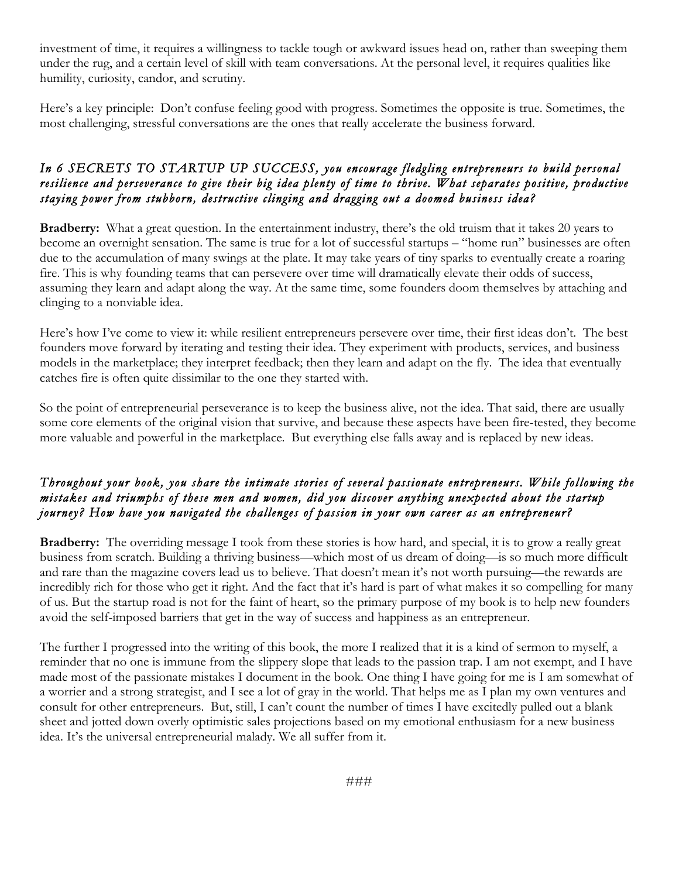investment of time, it requires a willingness to tackle tough or awkward issues head on, rather than sweeping them under the rug, and a certain level of skill with team conversations. At the personal level, it requires qualities like humility, curiosity, candor, and scrutiny.

Here's a key principle: Don't confuse feeling good with progress. Sometimes the opposite is true. Sometimes, the most challenging, stressful conversations are the ones that really accelerate the business forward.

***In 6 SECRETS TO STARTUP UP SUCCESS, you encourage fledgling entrepreneurs to build personal resilience and perseverance to give their big idea plenty of time to thrive. What separates positive, productive staying power from stubborn, destructive clinging and dragging out a doomed business idea?***

**Bradberry:** What a great question. In the entertainment industry, there's the old truism that it takes 20 years to become an overnight sensation. The same is true for a lot of successful startups – "home run" businesses are often due to the accumulation of many swings at the plate. It may take years of tiny sparks to eventually create a roaring fire. This is why founding teams that can persevere over time will dramatically elevate their odds of success, assuming they learn and adapt along the way. At the same time, some founders doom themselves by attaching and clinging to a nonviable idea.

Here's how I've come to view it: while resilient entrepreneurs persevere over time, their first ideas don't. The best founders move forward by iterating and testing their idea. They experiment with products, services, and business models in the marketplace; they interpret feedback; then they learn and adapt on the fly. The idea that eventually catches fire is often quite dissimilar to the one they started with.

So the point of entrepreneurial perseverance is to keep the business alive, not the idea. That said, there are usually some core elements of the original vision that survive, and because these aspects have been fire-tested, they become more valuable and powerful in the marketplace. But everything else falls away and is replaced by new ideas.

***Throughout your book, you share the intimate stories of several passionate entrepreneurs. While following the mistakes and triumphs of these men and women, did you discover anything unexpected about the startup journey? How have you navigated the challenges of passion in your own career as an entrepreneur?***

**Bradberry:** The overriding message I took from these stories is how hard, and special, it is to grow a really great business from scratch. Building a thriving business—which most of us dream of doing—is so much more difficult and rare than the magazine covers lead us to believe. That doesn't mean it's not worth pursuing—the rewards are incredibly rich for those who get it right. And the fact that it's hard is part of what makes it so compelling for many of us. But the startup road is not for the faint of heart, so the primary purpose of my book is to help new founders avoid the self-imposed barriers that get in the way of success and happiness as an entrepreneur.

The further I progressed into the writing of this book, the more I realized that it is a kind of sermon to myself, a reminder that no one is immune from the slippery slope that leads to the passion trap. I am not exempt, and I have made most of the passionate mistakes I document in the book. One thing I have going for me is I am somewhat of a worrier and a strong strategist, and I see a lot of gray in the world. That helps me as I plan my own ventures and consult for other entrepreneurs. But, still, I can't count the number of times I have excitedly pulled out a blank sheet and jotted down overly optimistic sales projections based on my emotional enthusiasm for a new business idea. It's the universal entrepreneurial malady. We all suffer from it.

###